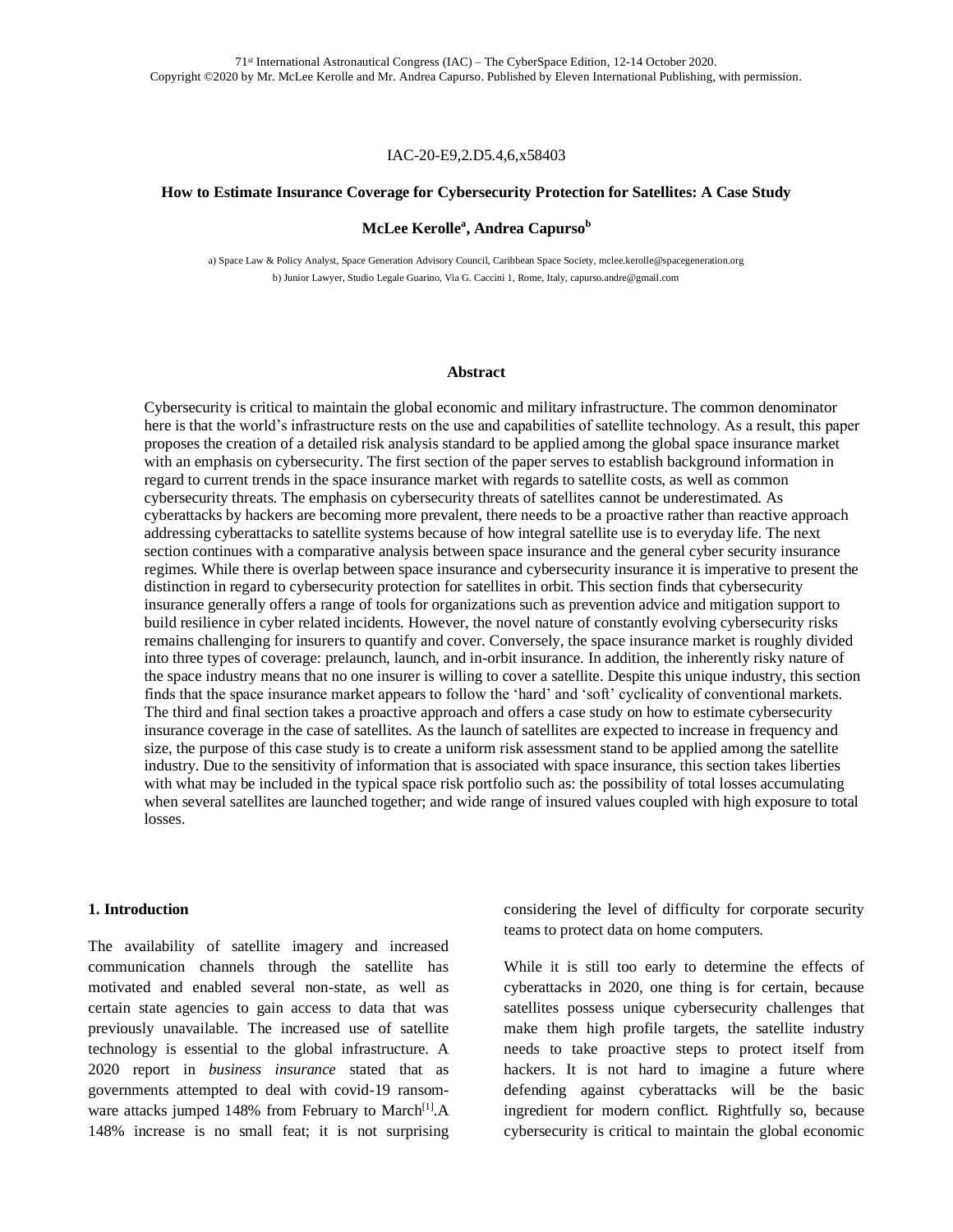71st International Astronautical Congress (IAC) – The CyberSpace Edition, 12-14 October 2020.
Copyright ©2020 by Mr. McLee Kerolle and Mr. Andrea Capurso. Published by Eleven International Publishing, with permission.

IAC-20-E9,2.D5.4,6,x58403

# How to Estimate Insurance Coverage for Cybersecurity Protection for Satellites: A Case Study

**McLee Kerolle[a], Andrea Capurso[b]**

a) Space Law & Policy Analyst, Space Generation Advisory Council, Caribbean Space Society, mclee.kerolle@spacegeneration.org
b) Junior Lawyer, Studio Legale Guarino, Via G. Caccini 1, Rome, Italy, capurso.andre@gmail.com

## Abstract

Cybersecurity is critical to maintain the global economic and military infrastructure. The common denominator here is that the world's infrastructure rests on the use and capabilities of satellite technology. As a result, this paper proposes the creation of a detailed risk analysis standard to be applied among the global space insurance market with an emphasis on cybersecurity. The first section of the paper serves to establish background information in regard to current trends in the space insurance market with regards to satellite costs, as well as common cybersecurity threats. The emphasis on cybersecurity threats of satellites cannot be underestimated. As cyberattacks by hackers are becoming more prevalent, there needs to be a proactive rather than reactive approach addressing cyberattacks to satellite systems because of how integral satellite use is to everyday life. The next section continues with a comparative analysis between space insurance and the general cyber security insurance regimes. While there is overlap between space insurance and cybersecurity insurance it is imperative to present the distinction in regard to cybersecurity protection for satellites in orbit. This section finds that cybersecurity insurance generally offers a range of tools for organizations such as prevention advice and mitigation support to build resilience in cyber related incidents. However, the novel nature of constantly evolving cybersecurity risks remains challenging for insurers to quantify and cover. Conversely, the space insurance market is roughly divided into three types of coverage: prelaunch, launch, and in-orbit insurance. In addition, the inherently risky nature of the space industry means that no one insurer is willing to cover a satellite. Despite this unique industry, this section finds that the space insurance market appears to follow the 'hard' and 'soft' cyclicality of conventional markets. The third and final section takes a proactive approach and offers a case study on how to estimate cybersecurity insurance coverage in the case of satellites. As the launch of satellites are expected to increase in frequency and size, the purpose of this case study is to create a uniform risk assessment stand to be applied among the satellite industry. Due to the sensitivity of information that is associated with space insurance, this section takes liberties with what may be included in the typical space risk portfolio such as: the possibility of total losses accumulating when several satellites are launched together; and wide range of insured values coupled with high exposure to total losses.

## 1. Introduction

The availability of satellite imagery and increased communication channels through the satellite has motivated and enabled several non-state, as well as certain state agencies to gain access to data that was previously unavailable. The increased use of satellite technology is essential to the global infrastructure. A 2020 report in *business insurance* stated that as governments attempted to deal with covid-19 ransom-ware attacks jumped 148% from February to March[1]. A 148% increase is no small feat; it is not surprising considering the level of difficulty for corporate security teams to protect data on home computers.

While it is still too early to determine the effects of cyberattacks in 2020, one thing is for certain, because satellites possess unique cybersecurity challenges that make them high profile targets, the satellite industry needs to take proactive steps to protect itself from hackers. It is not hard to imagine a future where defending against cyberattacks will be the basic ingredient for modern conflict. Rightfully so, because cybersecurity is critical to maintain the global economic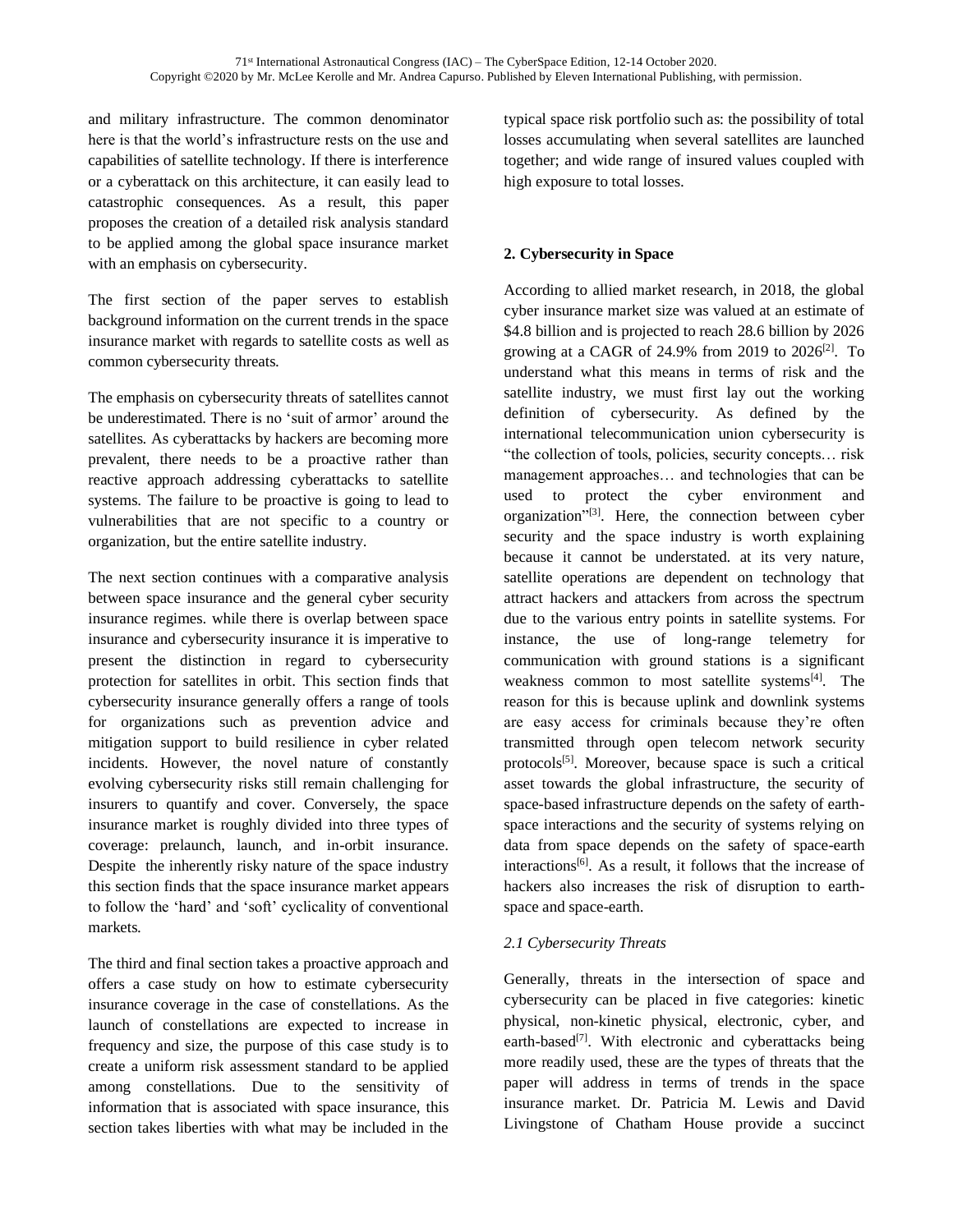and military infrastructure. The common denominator here is that the world's infrastructure rests on the use and capabilities of satellite technology. If there is interference or a cyberattack on this architecture, it can easily lead to catastrophic consequences. As a result, this paper proposes the creation of a detailed risk analysis standard to be applied among the global space insurance market with an emphasis on cybersecurity.

The first section of the paper serves to establish background information on the current trends in the space insurance market with regards to satellite costs as well as common cybersecurity threats.

The emphasis on cybersecurity threats of satellites cannot be underestimated. There is no 'suit of armor' around the satellites. As cyberattacks by hackers are becoming more prevalent, there needs to be a proactive rather than reactive approach addressing cyberattacks to satellite systems. The failure to be proactive is going to lead to vulnerabilities that are not specific to a country or organization, but the entire satellite industry.

The next section continues with a comparative analysis between space insurance and the general cyber security insurance regimes. while there is overlap between space insurance and cybersecurity insurance it is imperative to present the distinction in regard to cybersecurity protection for satellites in orbit. This section finds that cybersecurity insurance generally offers a range of tools for organizations such as prevention advice and mitigation support to build resilience in cyber related incidents. However, the novel nature of constantly evolving cybersecurity risks still remain challenging for insurers to quantify and cover. Conversely, the space insurance market is roughly divided into three types of coverage: prelaunch, launch, and in-orbit insurance. Despite the inherently risky nature of the space industry this section finds that the space insurance market appears to follow the 'hard' and 'soft' cyclicality of conventional markets.

The third and final section takes a proactive approach and offers a case study on how to estimate cybersecurity insurance coverage in the case of constellations. As the launch of constellations are expected to increase in frequency and size, the purpose of this case study is to create a uniform risk assessment standard to be applied among constellations. Due to the sensitivity of information that is associated with space insurance, this section takes liberties with what may be included in the typical space risk portfolio such as: the possibility of total losses accumulating when several satellites are launched together; and wide range of insured values coupled with high exposure to total losses.

## 2. Cybersecurity in Space

According to allied market research, in 2018, the global cyber insurance market size was valued at an estimate of \$4.8 billion and is projected to reach 28.6 billion by 2026 growing at a CAGR of 24.9% from 2019 to 2026[2]. To understand what this means in terms of risk and the satellite industry, we must first lay out the working definition of cybersecurity. As defined by the international telecommunication union cybersecurity is "the collection of tools, policies, security concepts… risk management approaches… and technologies that can be used to protect the cyber environment and organization"[3]. Here, the connection between cyber security and the space industry is worth explaining because it cannot be understated. at its very nature, satellite operations are dependent on technology that attract hackers and attackers from across the spectrum due to the various entry points in satellite systems. For instance, the use of long-range telemetry for communication with ground stations is a significant weakness common to most satellite systems[4]. The reason for this is because uplink and downlink systems are easy access for criminals because they're often transmitted through open telecom network security protocols[5]. Moreover, because space is such a critical asset towards the global infrastructure, the security of space-based infrastructure depends on the safety of earth-space interactions and the security of systems relying on data from space depends on the safety of space-earth interactions[6]. As a result, it follows that the increase of hackers also increases the risk of disruption to earth-space and space-earth.

### *2.1 Cybersecurity Threats*

Generally, threats in the intersection of space and cybersecurity can be placed in five categories: kinetic physical, non-kinetic physical, electronic, cyber, and earth-based[7]. With electronic and cyberattacks being more readily used, these are the types of threats that the paper will address in terms of trends in the space insurance market. Dr. Patricia M. Lewis and David Livingstone of Chatham House provide a succinct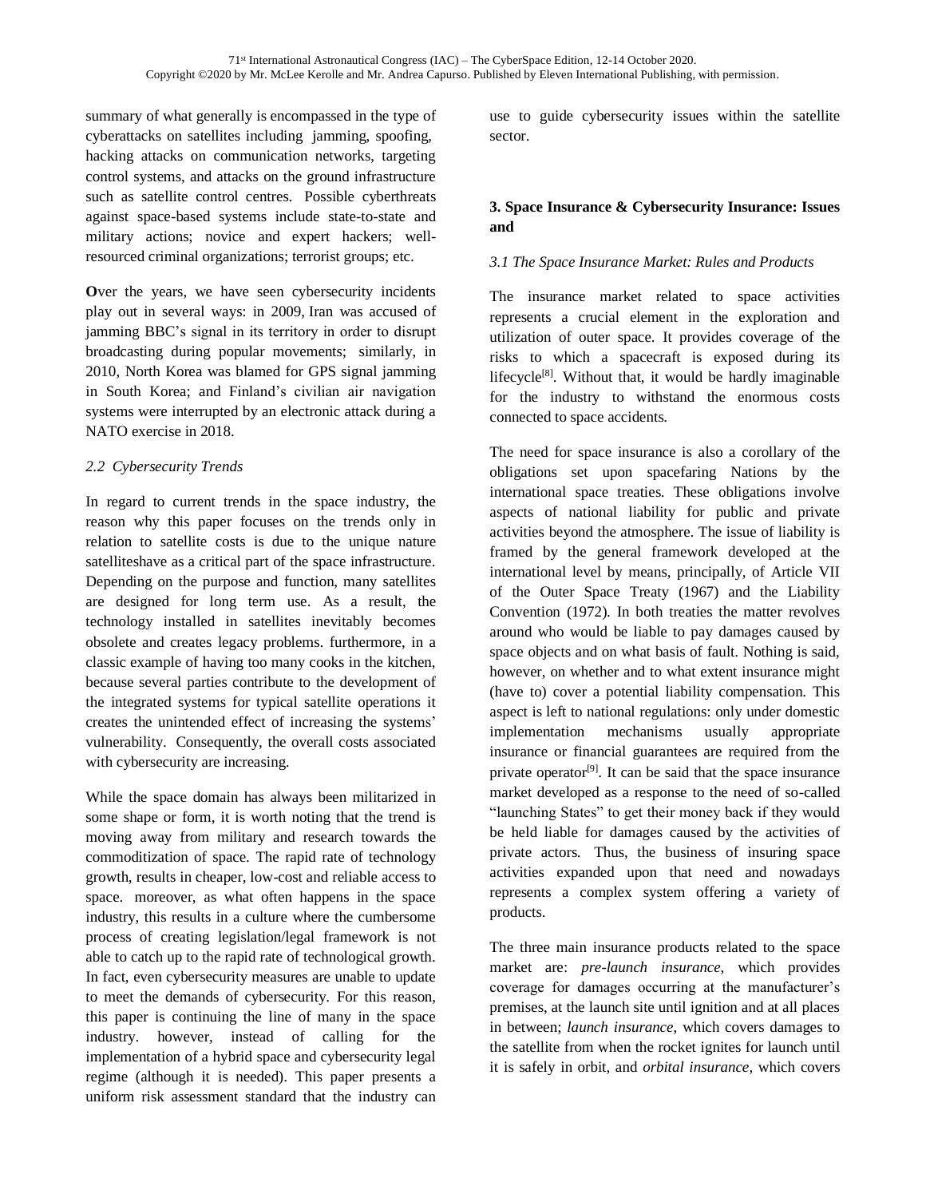summary of what generally is encompassed in the type of cyberattacks on satellites including jamming, spoofing, hacking attacks on communication networks, targeting control systems, and attacks on the ground infrastructure such as satellite control centres. Possible cyberthreats against space-based systems include state-to-state and military actions; novice and expert hackers; well-resourced criminal organizations; terrorist groups; etc.

**O**ver the years, we have seen cybersecurity incidents play out in several ways: in 2009, Iran was accused of jamming BBC's signal in its territory in order to disrupt broadcasting during popular movements; similarly, in 2010, North Korea was blamed for GPS signal jamming in South Korea; and Finland's civilian air navigation systems were interrupted by an electronic attack during a NATO exercise in 2018.

### *2.2 Cybersecurity Trends*

In regard to current trends in the space industry, the reason why this paper focuses on the trends only in relation to satellite costs is due to the unique nature satelliteshave as a critical part of the space infrastructure. Depending on the purpose and function, many satellites are designed for long term use. As a result, the technology installed in satellites inevitably becomes obsolete and creates legacy problems. furthermore, in a classic example of having too many cooks in the kitchen, because several parties contribute to the development of the integrated systems for typical satellite operations it creates the unintended effect of increasing the systems' vulnerability. Consequently, the overall costs associated with cybersecurity are increasing.

While the space domain has always been militarized in some shape or form, it is worth noting that the trend is moving away from military and research towards the commoditization of space. The rapid rate of technology growth, results in cheaper, low-cost and reliable access to space. moreover, as what often happens in the space industry, this results in a culture where the cumbersome process of creating legislation/legal framework is not able to catch up to the rapid rate of technological growth. In fact, even cybersecurity measures are unable to update to meet the demands of cybersecurity. For this reason, this paper is continuing the line of many in the space industry. however, instead of calling for the implementation of a hybrid space and cybersecurity legal regime (although it is needed). This paper presents a uniform risk assessment standard that the industry can use to guide cybersecurity issues within the satellite sector.

## 3. Space Insurance & Cybersecurity Insurance: Issues and

### *3.1 The Space Insurance Market: Rules and Products*

The insurance market related to space activities represents a crucial element in the exploration and utilization of outer space. It provides coverage of the risks to which a spacecraft is exposed during its lifecycle[8]. Without that, it would be hardly imaginable for the industry to withstand the enormous costs connected to space accidents.

The need for space insurance is also a corollary of the obligations set upon spacefaring Nations by the international space treaties. These obligations involve aspects of national liability for public and private activities beyond the atmosphere. The issue of liability is framed by the general framework developed at the international level by means, principally, of Article VII of the Outer Space Treaty (1967) and the Liability Convention (1972). In both treaties the matter revolves around who would be liable to pay damages caused by space objects and on what basis of fault. Nothing is said, however, on whether and to what extent insurance might (have to) cover a potential liability compensation. This aspect is left to national regulations: only under domestic implementation mechanisms usually appropriate insurance or financial guarantees are required from the private operator[9]. It can be said that the space insurance market developed as a response to the need of so-called "launching States" to get their money back if they would be held liable for damages caused by the activities of private actors. Thus, the business of insuring space activities expanded upon that need and nowadays represents a complex system offering a variety of products.

The three main insurance products related to the space market are: *pre-launch insurance*, which provides coverage for damages occurring at the manufacturer's premises, at the launch site until ignition and at all places in between; *launch insurance*, which covers damages to the satellite from when the rocket ignites for launch until it is safely in orbit, and *orbital insurance*, which covers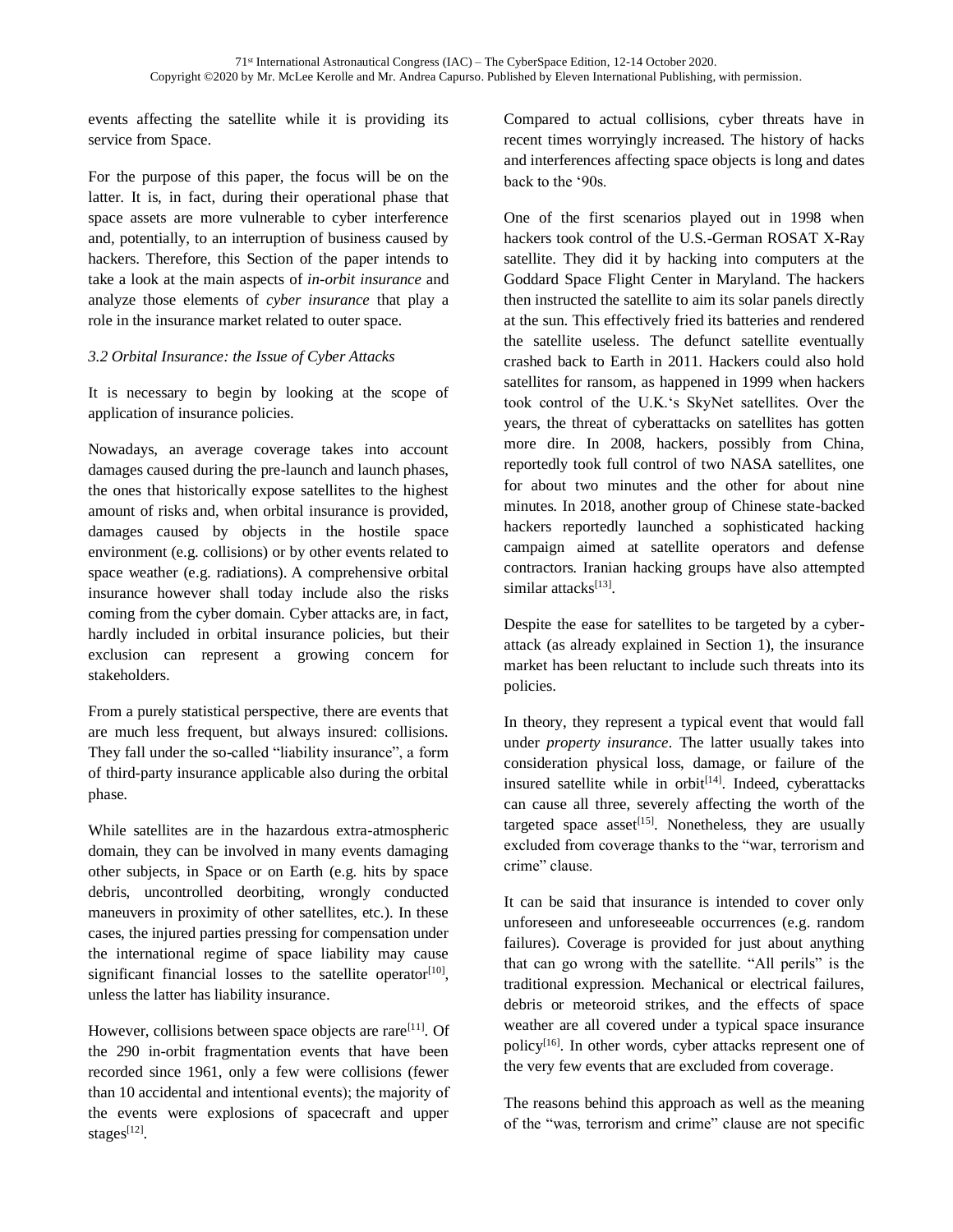events affecting the satellite while it is providing its service from Space.

For the purpose of this paper, the focus will be on the latter. It is, in fact, during their operational phase that space assets are more vulnerable to cyber interference and, potentially, to an interruption of business caused by hackers. Therefore, this Section of the paper intends to take a look at the main aspects of *in-orbit insurance* and analyze those elements of *cyber insurance* that play a role in the insurance market related to outer space.

### *3.2 Orbital Insurance: the Issue of Cyber Attacks*

It is necessary to begin by looking at the scope of application of insurance policies.

Nowadays, an average coverage takes into account damages caused during the pre-launch and launch phases, the ones that historically expose satellites to the highest amount of risks and, when orbital insurance is provided, damages caused by objects in the hostile space environment (e.g. collisions) or by other events related to space weather (e.g. radiations). A comprehensive orbital insurance however shall today include also the risks coming from the cyber domain. Cyber attacks are, in fact, hardly included in orbital insurance policies, but their exclusion can represent a growing concern for stakeholders.

From a purely statistical perspective, there are events that are much less frequent, but always insured: collisions. They fall under the so-called "liability insurance", a form of third-party insurance applicable also during the orbital phase.

While satellites are in the hazardous extra-atmospheric domain, they can be involved in many events damaging other subjects, in Space or on Earth (e.g. hits by space debris, uncontrolled deorbiting, wrongly conducted maneuvers in proximity of other satellites, etc.). In these cases, the injured parties pressing for compensation under the international regime of space liability may cause significant financial losses to the satellite operator[10], unless the latter has liability insurance.

However, collisions between space objects are rare[11]. Of the 290 in-orbit fragmentation events that have been recorded since 1961, only a few were collisions (fewer than 10 accidental and intentional events); the majority of the events were explosions of spacecraft and upper stages[12].

Compared to actual collisions, cyber threats have in recent times worryingly increased. The history of hacks and interferences affecting space objects is long and dates back to the '90s.

One of the first scenarios played out in 1998 when hackers took control of the U.S.-German ROSAT X-Ray satellite. They did it by hacking into computers at the Goddard Space Flight Center in Maryland. The hackers then instructed the satellite to aim its solar panels directly at the sun. This effectively fried its batteries and rendered the satellite useless. The defunct satellite eventually crashed back to Earth in 2011. Hackers could also hold satellites for ransom, as happened in 1999 when hackers took control of the U.K.'s SkyNet satellites. Over the years, the threat of cyberattacks on satellites has gotten more dire. In 2008, hackers, possibly from China, reportedly took full control of two NASA satellites, one for about two minutes and the other for about nine minutes. In 2018, another group of Chinese state-backed hackers reportedly launched a sophisticated hacking campaign aimed at satellite operators and defense contractors. Iranian hacking groups have also attempted similar attacks[13].

Despite the ease for satellites to be targeted by a cyber-attack (as already explained in Section 1), the insurance market has been reluctant to include such threats into its policies.

In theory, they represent a typical event that would fall under *property insurance*. The latter usually takes into consideration physical loss, damage, or failure of the insured satellite while in orbit[14]. Indeed, cyberattacks can cause all three, severely affecting the worth of the targeted space asset[15]. Nonetheless, they are usually excluded from coverage thanks to the "war, terrorism and crime" clause.

It can be said that insurance is intended to cover only unforeseen and unforeseeable occurrences (e.g. random failures). Coverage is provided for just about anything that can go wrong with the satellite. "All perils" is the traditional expression. Mechanical or electrical failures, debris or meteoroid strikes, and the effects of space weather are all covered under a typical space insurance policy[16]. In other words, cyber attacks represent one of the very few events that are excluded from coverage.

The reasons behind this approach as well as the meaning of the "was, terrorism and crime" clause are not specific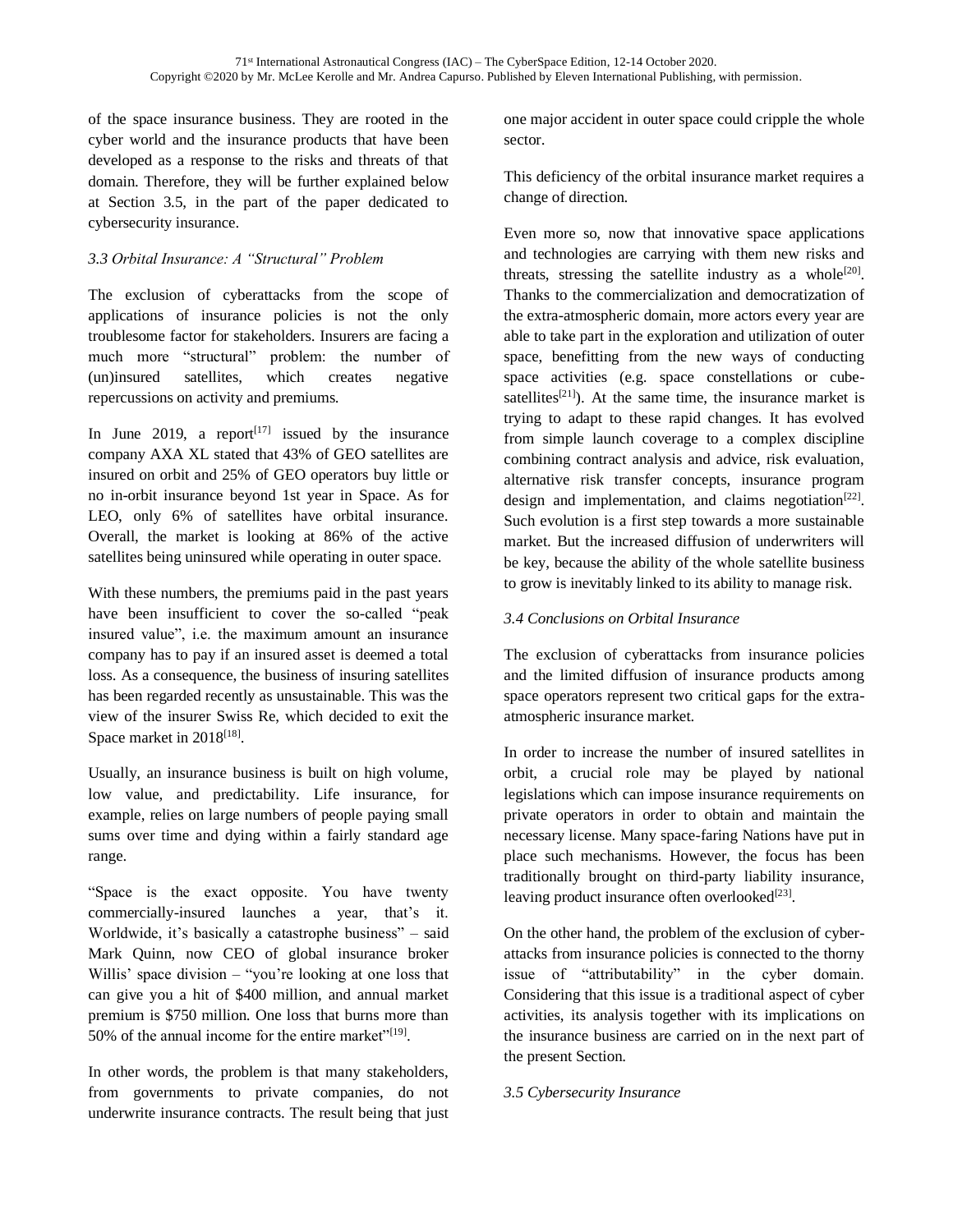of the space insurance business. They are rooted in the cyber world and the insurance products that have been developed as a response to the risks and threats of that domain. Therefore, they will be further explained below at Section 3.5, in the part of the paper dedicated to cybersecurity insurance.

### *3.3 Orbital Insurance: A "Structural" Problem*

The exclusion of cyberattacks from the scope of applications of insurance policies is not the only troublesome factor for stakeholders. Insurers are facing a much more "structural" problem: the number of (un)insured satellites, which creates negative repercussions on activity and premiums.

In June 2019, a report[17] issued by the insurance company AXA XL stated that 43% of GEO satellites are insured on orbit and 25% of GEO operators buy little or no in-orbit insurance beyond 1st year in Space. As for LEO, only 6% of satellites have orbital insurance. Overall, the market is looking at 86% of the active satellites being uninsured while operating in outer space.

With these numbers, the premiums paid in the past years have been insufficient to cover the so-called "peak insured value", i.e. the maximum amount an insurance company has to pay if an insured asset is deemed a total loss. As a consequence, the business of insuring satellites has been regarded recently as unsustainable. This was the view of the insurer Swiss Re, which decided to exit the Space market in 2018[18].

Usually, an insurance business is built on high volume, low value, and predictability. Life insurance, for example, relies on large numbers of people paying small sums over time and dying within a fairly standard age range.

"Space is the exact opposite. You have twenty commercially-insured launches a year, that's it. Worldwide, it's basically a catastrophe business" – said Mark Quinn, now CEO of global insurance broker Willis' space division – "you're looking at one loss that can give you a hit of $400 million, and annual market premium is $750 million. One loss that burns more than 50% of the annual income for the entire market"[19].

In other words, the problem is that many stakeholders, from governments to private companies, do not underwrite insurance contracts. The result being that just one major accident in outer space could cripple the whole sector.

This deficiency of the orbital insurance market requires a change of direction.

Even more so, now that innovative space applications and technologies are carrying with them new risks and threats, stressing the satellite industry as a whole[20]. Thanks to the commercialization and democratization of the extra-atmospheric domain, more actors every year are able to take part in the exploration and utilization of outer space, benefitting from the new ways of conducting space activities (e.g. space constellations or cube-satellites[21]). At the same time, the insurance market is trying to adapt to these rapid changes. It has evolved from simple launch coverage to a complex discipline combining contract analysis and advice, risk evaluation, alternative risk transfer concepts, insurance program design and implementation, and claims negotiation[22]. Such evolution is a first step towards a more sustainable market. But the increased diffusion of underwriters will be key, because the ability of the whole satellite business to grow is inevitably linked to its ability to manage risk.

### *3.4 Conclusions on Orbital Insurance*

The exclusion of cyberattacks from insurance policies and the limited diffusion of insurance products among space operators represent two critical gaps for the extra-atmospheric insurance market.

In order to increase the number of insured satellites in orbit, a crucial role may be played by national legislations which can impose insurance requirements on private operators in order to obtain and maintain the necessary license. Many space-faring Nations have put in place such mechanisms. However, the focus has been traditionally brought on third-party liability insurance, leaving product insurance often overlooked[23].

On the other hand, the problem of the exclusion of cyber-attacks from insurance policies is connected to the thorny issue of "attributability" in the cyber domain. Considering that this issue is a traditional aspect of cyber activities, its analysis together with its implications on the insurance business are carried on in the next part of the present Section.

### *3.5 Cybersecurity Insurance*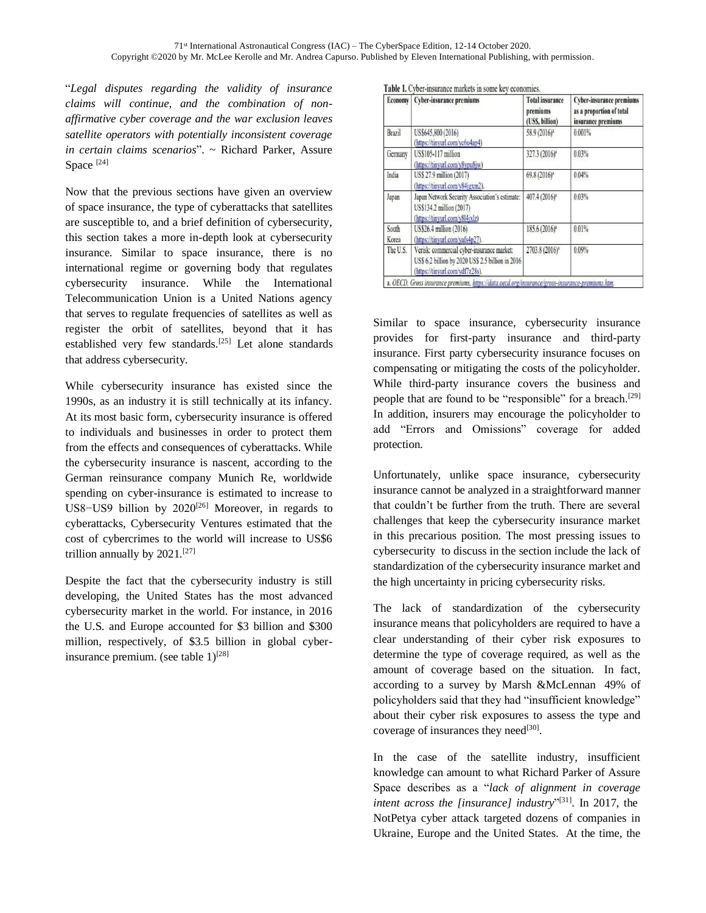"*Legal disputes regarding the validity of insurance claims will continue, and the combination of non-affirmative cyber coverage and the war exclusion leaves satellite operators with potentially inconsistent coverage in certain claims scenarios*". ~ Richard Parker, Assure Space [24]

Now that the previous sections have given an overview of space insurance, the type of cyberattacks that satellites are susceptible to, and a brief definition of cybersecurity, this section takes a more in-depth look at cybersecurity insurance. Similar to space insurance, there is no international regime or governing body that regulates cybersecurity insurance. While the International Telecommunication Union is a United Nations agency that serves to regulate frequencies of satellites as well as register the orbit of satellites, beyond that it has established very few standards.[25] Let alone standards that address cybersecurity.

While cybersecurity insurance has existed since the 1990s, as an industry it is still technically at its infancy. At its most basic form, cybersecurity insurance is offered to individuals and businesses in order to protect them from the effects and consequences of cyberattacks. While the cybersecurity insurance is nascent, according to the German reinsurance company Munich Re, worldwide spending on cyber-insurance is estimated to increase to US8−US9 billion by 2020[26] Moreover, in regards to cyberattacks, Cybersecurity Ventures estimated that the cost of cybercrimes to the world will increase to US$6 trillion annually by 2021.[27]

Despite the fact that the cybersecurity industry is still developing, the United States has the most advanced cybersecurity market in the world. For instance, in 2016 the U.S. and Europe accounted for $3 billion and $300 million, respectively, of $3.5 billion in global cyber-insurance premium. (see table 1)[28]

**Table 1.** Cyber-insurance markets in some key economies.

| Economy | Cyber-insurance premiums | Total insurance premiums (US$, billion) | Cyber-insurance premiums as a proportion of total insurance premiums |
|---|---|---|---|
| Brazil | US$645,800 (2016) (https://tinyurl.com/yc6u4ap4) | 58.9 (2016)a | 0.001% |
| Germany | US$105-117 million (https://tinyurl.com/y8ypu8jw) | 327.3 (2016)a | 0.03% |
| India | US$ 27.9 million (2017) (https://tinyurl.com/y84jgxm2). | 69.8 (2016)a | 0.04% |
| Japan | Japan Network Security Association's estimate: US$134.2 million (2017) (https://tinyurl.com/y8l4jxlz) | 407.4 (2016)a | 0.03% |
| South Korea | US$26.4 million (2016) (https://tinyurl.com/yafs4p27). | 185.6 (2016)a | 0.01% |
| The U.S. | Verisk: commercial cyber-insurance market: US$ 6.2 billion by 2020 US$ 2.5 billion in 2016 (https://tinyurl.com/ydf7z28s). | 2703.8 (2016)a | 0.09% |

a. *OECD. Gross insurance premiums, https://data.oecd.org/insurance/gross-insurance-premiums.htm.*

Similar to space insurance, cybersecurity insurance provides for first-party insurance and third-party insurance. First party cybersecurity insurance focuses on compensating or mitigating the costs of the policyholder. While third-party insurance covers the business and people that are found to be "responsible" for a breach.[29] In addition, insurers may encourage the policyholder to add "Errors and Omissions" coverage for added protection.

Unfortunately, unlike space insurance, cybersecurity insurance cannot be analyzed in a straightforward manner that couldn't be further from the truth. There are several challenges that keep the cybersecurity insurance market in this precarious position. The most pressing issues to cybersecurity to discuss in the section include the lack of standardization of the cybersecurity insurance market and the high uncertainty in pricing cybersecurity risks.

The lack of standardization of the cybersecurity insurance means that policyholders are required to have a clear understanding of their cyber risk exposures to determine the type of coverage required, as well as the amount of coverage based on the situation. In fact, according to a survey by Marsh &McLennan 49% of policyholders said that they had "insufficient knowledge" about their cyber risk exposures to assess the type and coverage of insurances they need[30].

In the case of the satellite industry, insufficient knowledge can amount to what Richard Parker of Assure Space describes as a "*lack of alignment in coverage intent across the [insurance] industry*"[31]. In 2017, the NotPetya cyber attack targeted dozens of companies in Ukraine, Europe and the United States. At the time, the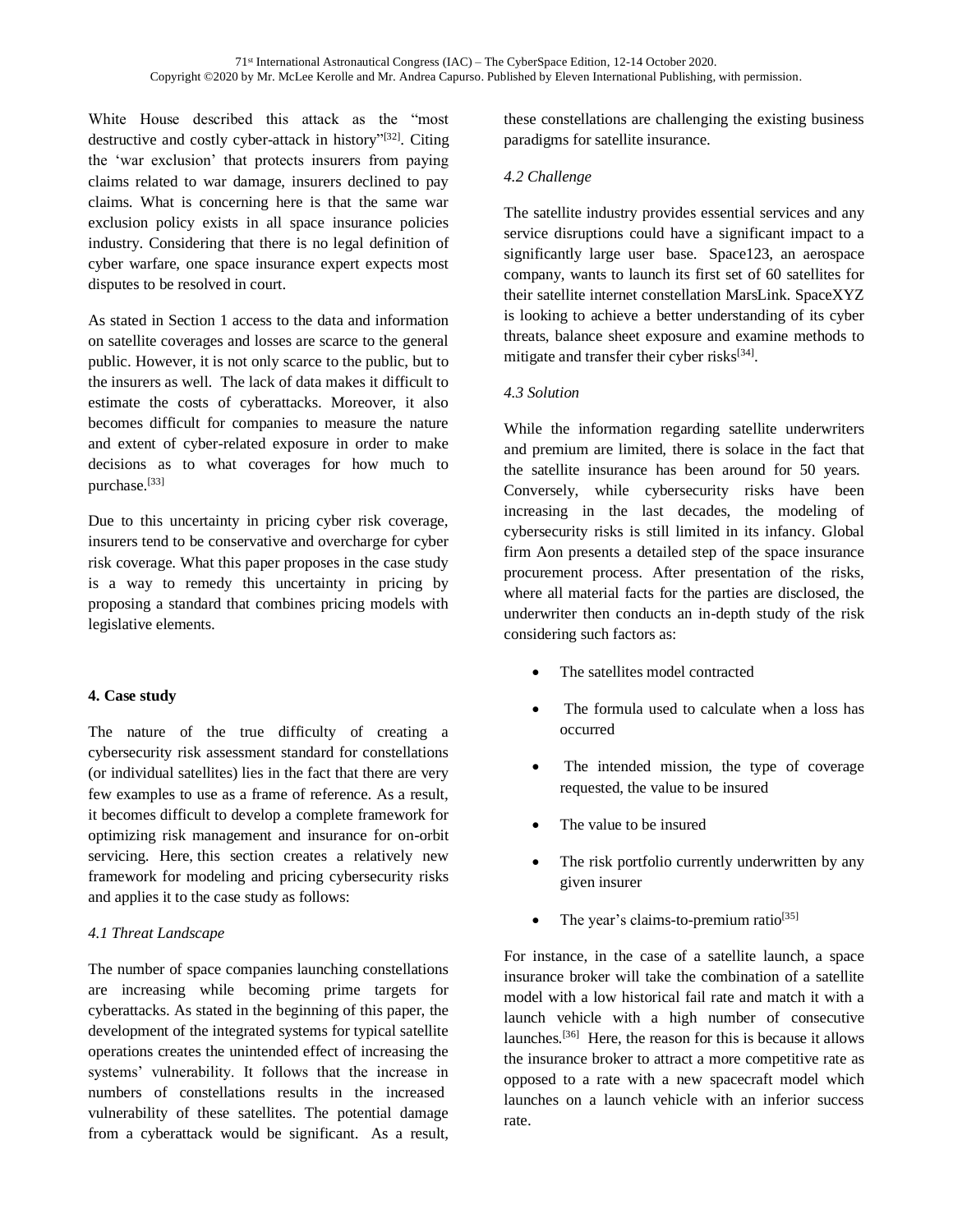White House described this attack as the "most destructive and costly cyber-attack in history"[32]. Citing the 'war exclusion' that protects insurers from paying claims related to war damage, insurers declined to pay claims. What is concerning here is that the same war exclusion policy exists in all space insurance policies industry. Considering that there is no legal definition of cyber warfare, one space insurance expert expects most disputes to be resolved in court.

As stated in Section 1 access to the data and information on satellite coverages and losses are scarce to the general public. However, it is not only scarce to the public, but to the insurers as well. The lack of data makes it difficult to estimate the costs of cyberattacks. Moreover, it also becomes difficult for companies to measure the nature and extent of cyber-related exposure in order to make decisions as to what coverages for how much to purchase.[33]

Due to this uncertainty in pricing cyber risk coverage, insurers tend to be conservative and overcharge for cyber risk coverage. What this paper proposes in the case study is a way to remedy this uncertainty in pricing by proposing a standard that combines pricing models with legislative elements.

## 4. Case study

The nature of the true difficulty of creating a cybersecurity risk assessment standard for constellations (or individual satellites) lies in the fact that there are very few examples to use as a frame of reference. As a result, it becomes difficult to develop a complete framework for optimizing risk management and insurance for on-orbit servicing. Here, this section creates a relatively new framework for modeling and pricing cybersecurity risks and applies it to the case study as follows:

### *4.1 Threat Landscape*

The number of space companies launching constellations are increasing while becoming prime targets for cyberattacks. As stated in the beginning of this paper, the development of the integrated systems for typical satellite operations creates the unintended effect of increasing the systems' vulnerability. It follows that the increase in numbers of constellations results in the increased vulnerability of these satellites. The potential damage from a cyberattack would be significant. As a result, these constellations are challenging the existing business paradigms for satellite insurance.

### *4.2 Challenge*

The satellite industry provides essential services and any service disruptions could have a significant impact to a significantly large user base. Space123, an aerospace company, wants to launch its first set of 60 satellites for their satellite internet constellation MarsLink. SpaceXYZ is looking to achieve a better understanding of its cyber threats, balance sheet exposure and examine methods to mitigate and transfer their cyber risks[34].

### *4.3 Solution*

While the information regarding satellite underwriters and premium are limited, there is solace in the fact that the satellite insurance has been around for 50 years. Conversely, while cybersecurity risks have been increasing in the last decades, the modeling of cybersecurity risks is still limited in its infancy. Global firm Aon presents a detailed step of the space insurance procurement process. After presentation of the risks, where all material facts for the parties are disclosed, the underwriter then conducts an in-depth study of the risk considering such factors as:

- The satellites model contracted
- The formula used to calculate when a loss has occurred
- The intended mission, the type of coverage requested, the value to be insured
- The value to be insured
- The risk portfolio currently underwritten by any given insurer
- The year's claims-to-premium ratio[35]

For instance, in the case of a satellite launch, a space insurance broker will take the combination of a satellite model with a low historical fail rate and match it with a launch vehicle with a high number of consecutive launches.[36] Here, the reason for this is because it allows the insurance broker to attract a more competitive rate as opposed to a rate with a new spacecraft model which launches on a launch vehicle with an inferior success rate.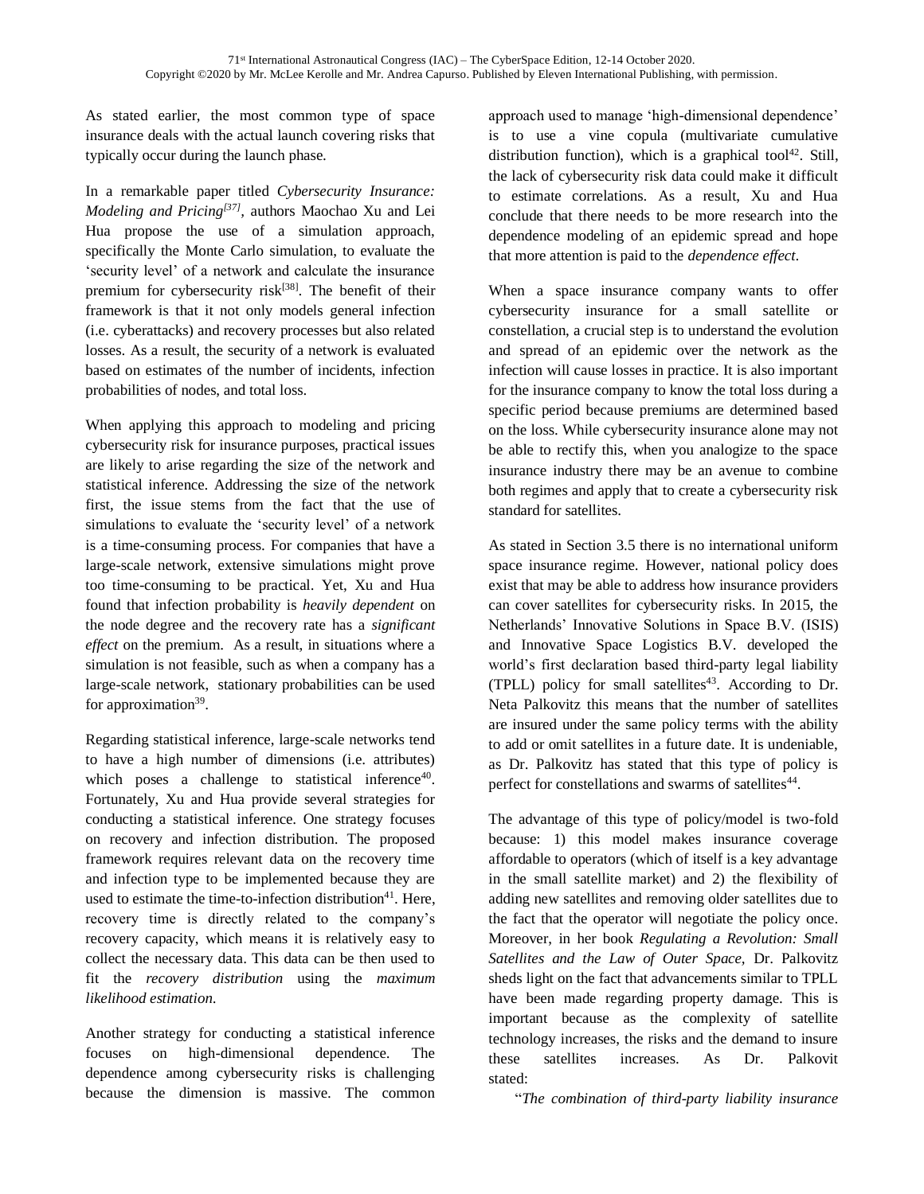As stated earlier, the most common type of space insurance deals with the actual launch covering risks that typically occur during the launch phase.

In a remarkable paper titled *Cybersecurity Insurance: Modeling and Pricing*[37], authors Maochao Xu and Lei Hua propose the use of a simulation approach, specifically the Monte Carlo simulation, to evaluate the 'security level' of a network and calculate the insurance premium for cybersecurity risk[38]. The benefit of their framework is that it not only models general infection (i.e. cyberattacks) and recovery processes but also related losses. As a result, the security of a network is evaluated based on estimates of the number of incidents, infection probabilities of nodes, and total loss.

When applying this approach to modeling and pricing cybersecurity risk for insurance purposes, practical issues are likely to arise regarding the size of the network and statistical inference. Addressing the size of the network first, the issue stems from the fact that the use of simulations to evaluate the 'security level' of a network is a time-consuming process. For companies that have a large-scale network, extensive simulations might prove too time-consuming to be practical. Yet, Xu and Hua found that infection probability is *heavily dependent* on the node degree and the recovery rate has a *significant effect* on the premium. As a result, in situations where a simulation is not feasible, such as when a company has a large-scale network, stationary probabilities can be used for approximation[39].

Regarding statistical inference, large-scale networks tend to have a high number of dimensions (i.e. attributes) which poses a challenge to statistical inference[40]. Fortunately, Xu and Hua provide several strategies for conducting a statistical inference. One strategy focuses on recovery and infection distribution. The proposed framework requires relevant data on the recovery time and infection type to be implemented because they are used to estimate the time-to-infection distribution[41]. Here, recovery time is directly related to the company's recovery capacity, which means it is relatively easy to collect the necessary data. This data can be then used to fit the *recovery distribution* using the *maximum likelihood estimation*.

Another strategy for conducting a statistical inference focuses on high-dimensional dependence. The dependence among cybersecurity risks is challenging because the dimension is massive. The common approach used to manage 'high-dimensional dependence' is to use a vine copula (multivariate cumulative distribution function), which is a graphical tool[42]. Still, the lack of cybersecurity risk data could make it difficult to estimate correlations. As a result, Xu and Hua conclude that there needs to be more research into the dependence modeling of an epidemic spread and hope that more attention is paid to the *dependence effect*.

When a space insurance company wants to offer cybersecurity insurance for a small satellite or constellation, a crucial step is to understand the evolution and spread of an epidemic over the network as the infection will cause losses in practice. It is also important for the insurance company to know the total loss during a specific period because premiums are determined based on the loss. While cybersecurity insurance alone may not be able to rectify this, when you analogize to the space insurance industry there may be an avenue to combine both regimes and apply that to create a cybersecurity risk standard for satellites.

As stated in Section 3.5 there is no international uniform space insurance regime. However, national policy does exist that may be able to address how insurance providers can cover satellites for cybersecurity risks. In 2015, the Netherlands' Innovative Solutions in Space B.V. (ISIS) and Innovative Space Logistics B.V. developed the world's first declaration based third-party legal liability (TPLL) policy for small satellites[43]. According to Dr. Neta Palkovitz this means that the number of satellites are insured under the same policy terms with the ability to add or omit satellites in a future date. It is undeniable, as Dr. Palkovitz has stated that this type of policy is perfect for constellations and swarms of satellites[44].

The advantage of this type of policy/model is two-fold because: 1) this model makes insurance coverage affordable to operators (which of itself is a key advantage in the small satellite market) and 2) the flexibility of adding new satellites and removing older satellites due to the fact that the operator will negotiate the policy once. Moreover, in her book *Regulating a Revolution: Small Satellites and the Law of Outer Space,* Dr. Palkovitz sheds light on the fact that advancements similar to TPLL have been made regarding property damage. This is important because as the complexity of satellite technology increases, the risks and the demand to insure these satellites increases. As Dr. Palkovit stated:

"*The combination of third-party liability insurance*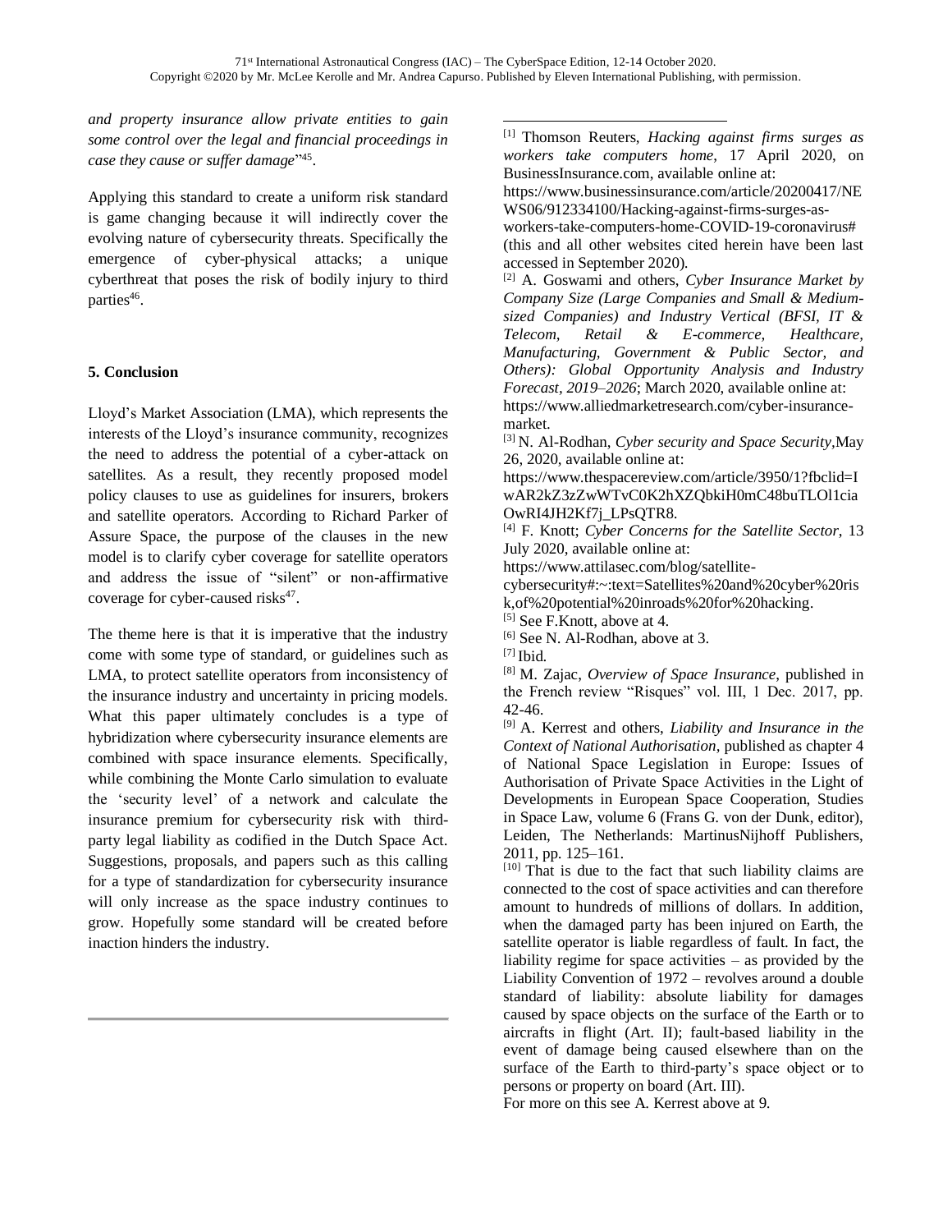*and property insurance allow private entities to gain some control over the legal and financial proceedings in case they cause or suffer damage*"[45].

Applying this standard to create a uniform risk standard is game changing because it will indirectly cover the evolving nature of cybersecurity threats. Specifically the emergence of cyber-physical attacks; a unique cyberthreat that poses the risk of bodily injury to third parties[46].

## 5. Conclusion

Lloyd's Market Association (LMA), which represents the interests of the Lloyd's insurance community, recognizes the need to address the potential of a cyber-attack on satellites. As a result, they recently proposed model policy clauses to use as guidelines for insurers, brokers and satellite operators. According to Richard Parker of Assure Space, the purpose of the clauses in the new model is to clarify cyber coverage for satellite operators and address the issue of "silent" or non-affirmative coverage for cyber-caused risks[47].

The theme here is that it is imperative that the industry come with some type of standard, or guidelines such as LMA, to protect satellite operators from inconsistency of the insurance industry and uncertainty in pricing models. What this paper ultimately concludes is a type of hybridization where cybersecurity insurance elements are combined with space insurance elements. Specifically, while combining the Monte Carlo simulation to evaluate the 'security level' of a network and calculate the insurance premium for cybersecurity risk with third-party legal liability as codified in the Dutch Space Act. Suggestions, proposals, and papers such as this calling for a type of standardization for cybersecurity insurance will only increase as the space industry continues to grow. Hopefully some standard will be created before inaction hinders the industry.

---

[1] Thomson Reuters, *Hacking against firms surges as workers take computers home*, 17 April 2020, on BusinessInsurance.com, available online at: https://www.businessinsurance.com/article/20200417/NEWS06/912334100/Hacking-against-firms-surges-as-workers-take-computers-home-COVID-19-coronavirus# (this and all other websites cited herein have been last accessed in September 2020).

[2] A. Goswami and others, *Cyber Insurance Market by Company Size (Large Companies and Small & Medium-sized Companies) and Industry Vertical (BFSI, IT & Telecom, Retail & E-commerce, Healthcare, Manufacturing, Government & Public Sector, and Others): Global Opportunity Analysis and Industry Forecast, 2019–2026*; March 2020, available online at: https://www.alliedmarketresearch.com/cyber-insurance-market.

[3] N. Al-Rodhan, *Cyber security and Space Security*, May 26, 2020, available online at: https://www.thespacereview.com/article/3950/1?fbclid=IwAR2kZ3zZwWTvC0K2hXZQbkiH0mC48buTLOl1ciaOwRI4JH2Kf7j_LPsQTR8.

[4] F. Knott; *Cyber Concerns for the Satellite Sector*, 13 July 2020, available online at: https://www.attilasec.com/blog/satellite-cybersecurity#:~:text=Satellites%20and%20cyber%20risk,of%20potential%20inroads%20for%20hacking.

[5] See F.Knott, above at 4.

[6] See N. Al-Rodhan, above at 3.

[7] Ibid.

[8] M. Zajac, *Overview of Space Insurance*, published in the French review "Risques" vol. III, 1 Dec. 2017, pp. 42-46.

[9] A. Kerrest and others, *Liability and Insurance in the Context of National Authorisation*, published as chapter 4 of National Space Legislation in Europe: Issues of Authorisation of Private Space Activities in the Light of Developments in European Space Cooperation, Studies in Space Law, volume 6 (Frans G. von der Dunk, editor), Leiden, The Netherlands: MartinusNijhoff Publishers, 2011, pp. 125–161.

[10] That is due to the fact that such liability claims are connected to the cost of space activities and can therefore amount to hundreds of millions of dollars. In addition, when the damaged party has been injured on Earth, the satellite operator is liable regardless of fault. In fact, the liability regime for space activities – as provided by the Liability Convention of 1972 – revolves around a double standard of liability: absolute liability for damages caused by space objects on the surface of the Earth or to aircrafts in flight (Art. II); fault-based liability in the event of damage being caused elsewhere than on the surface of the Earth to third-party's space object or to persons or property on board (Art. III).
For more on this see A. Kerrest above at 9.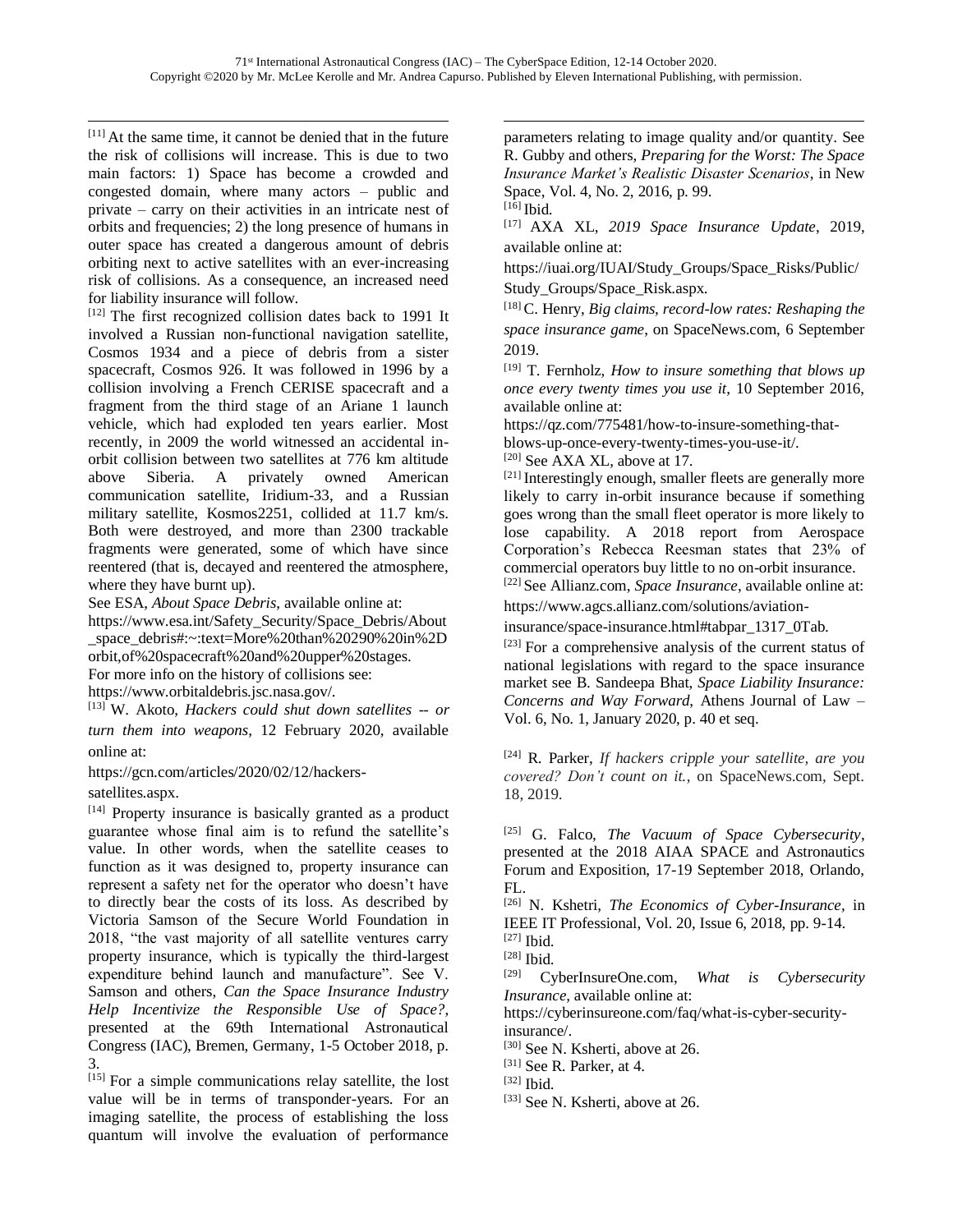[11] At the same time, it cannot be denied that in the future the risk of collisions will increase. This is due to two main factors: 1) Space has become a crowded and congested domain, where many actors – public and private – carry on their activities in an intricate nest of orbits and frequencies; 2) the long presence of humans in outer space has created a dangerous amount of debris orbiting next to active satellites with an ever-increasing risk of collisions. As a consequence, an increased need for liability insurance will follow.

[12] The first recognized collision dates back to 1991 It involved a Russian non-functional navigation satellite, Cosmos 1934 and a piece of debris from a sister spacecraft, Cosmos 926. It was followed in 1996 by a collision involving a French CERISE spacecraft and a fragment from the third stage of an Ariane 1 launch vehicle, which had exploded ten years earlier. Most recently, in 2009 the world witnessed an accidental in-orbit collision between two satellites at 776 km altitude above Siberia. A privately owned American communication satellite, Iridium-33, and a Russian military satellite, Kosmos2251, collided at 11.7 km/s. Both were destroyed, and more than 2300 trackable fragments were generated, some of which have since reentered (that is, decayed and reentered the atmosphere, where they have burnt up).

See ESA, *About Space Debris*, available online at: https://www.esa.int/Safety_Security/Space_Debris/About_space_debris#:~:text=More%20than%20290%20in%2Dorbit,of%20spacecraft%20and%20upper%20stages.

For more info on the history of collisions see: https://www.orbitaldebris.jsc.nasa.gov/.

[13] W. Akoto, *Hackers could shut down satellites -- or turn them into weapons*, 12 February 2020, available online at:

https://gcn.com/articles/2020/02/12/hackers-satellites.aspx.

[14] Property insurance is basically granted as a product guarantee whose final aim is to refund the satellite's value. In other words, when the satellite ceases to function as it was designed to, property insurance can represent a safety net for the operator who doesn't have to directly bear the costs of its loss. As described by Victoria Samson of the Secure World Foundation in 2018, "the vast majority of all satellite ventures carry property insurance, which is typically the third-largest expenditure behind launch and manufacture". See V. Samson and others, *Can the Space Insurance Industry Help Incentivize the Responsible Use of Space?*, presented at the 69th International Astronautical Congress (IAC), Bremen, Germany, 1-5 October 2018, p. 3.

[15] For a simple communications relay satellite, the lost value will be in terms of transponder-years. For an imaging satellite, the process of establishing the loss quantum will involve the evaluation of performance parameters relating to image quality and/or quantity. See R. Gubby and others, *Preparing for the Worst: The Space Insurance Market's Realistic Disaster Scenarios*, in New Space, Vol. 4, No. 2, 2016, p. 99.

[16] Ibid.

[17] AXA XL, *2019 Space Insurance Update*, 2019, available online at:

https://iuai.org/IUAI/Study_Groups/Space_Risks/Public/Study_Groups/Space_Risk.aspx.

[18] C. Henry, *Big claims, record-low rates: Reshaping the space insurance game*, on SpaceNews.com, 6 September 2019.

[19] T. Fernholz, *How to insure something that blows up once every twenty times you use it*, 10 September 2016, available online at:

https://qz.com/775481/how-to-insure-something-that-blows-up-once-every-twenty-times-you-use-it/.

[20] See AXA XL, above at 17.

[21] Interestingly enough, smaller fleets are generally more likely to carry in-orbit insurance because if something goes wrong than the small fleet operator is more likely to lose capability. A 2018 report from Aerospace Corporation's Rebecca Reesman states that 23% of commercial operators buy little to no on-orbit insurance.

[22] See Allianz.com, *Space Insurance*, available online at: https://www.agcs.allianz.com/solutions/aviation-insurance/space-insurance.html#tabpar_1317_0Tab.

[23] For a comprehensive analysis of the current status of national legislations with regard to the space insurance market see B. Sandeepa Bhat, *Space Liability Insurance: Concerns and Way Forward*, Athens Journal of Law – Vol. 6, No. 1, January 2020, p. 40 et seq.

[24] R. Parker, *If hackers cripple your satellite, are you covered? Don't count on it.*, on SpaceNews.com, Sept. 18, 2019.

[25] G. Falco, *The Vacuum of Space Cybersecurity*, presented at the 2018 AIAA SPACE and Astronautics Forum and Exposition, 17-19 September 2018, Orlando, FL.

[26] N. Kshetri, *The Economics of Cyber-Insurance*, in IEEE IT Professional, Vol. 20, Issue 6, 2018, pp. 9-14.

[27] Ibid.

[28] Ibid.

[29] CyberInsureOne.com, *What is Cybersecurity Insurance*, available online at:

https://cyberinsureone.com/faq/what-is-cyber-security-insurance/.

[30] See N. Ksherti, above at 26.

[31] See R. Parker, at 4.

[32] Ibid.

[33] See N. Ksherti, above at 26.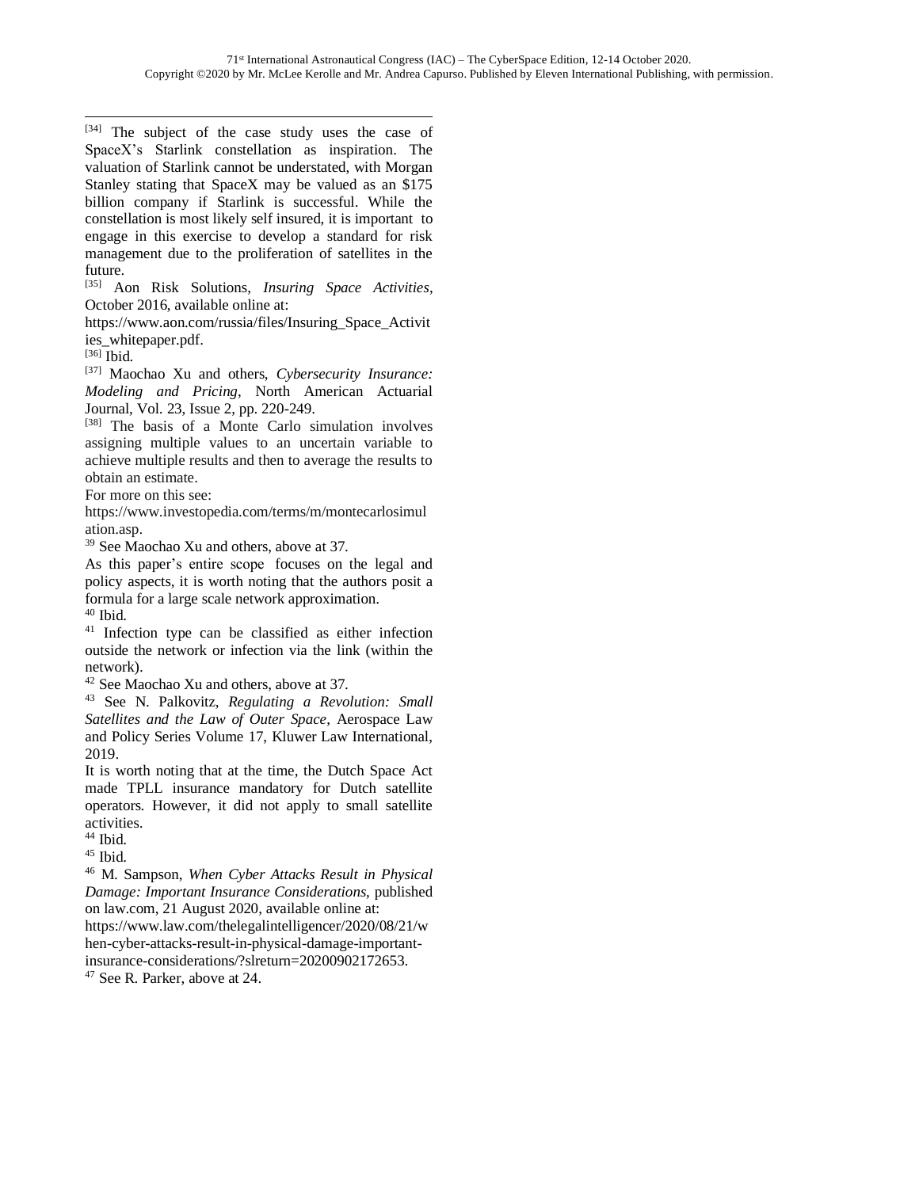[34] The subject of the case study uses the case of SpaceX's Starlink constellation as inspiration. The valuation of Starlink cannot be understated, with Morgan Stanley stating that SpaceX may be valued as an $175 billion company if Starlink is successful. While the constellation is most likely self insured, it is important to engage in this exercise to develop a standard for risk management due to the proliferation of satellites in the future.

[35] Aon Risk Solutions, *Insuring Space Activities*, October 2016, available online at: https://www.aon.com/russia/files/Insuring_Space_Activities_whitepaper.pdf.

[36] Ibid.

[37] Maochao Xu and others, *Cybersecurity Insurance: Modeling and Pricing*, North American Actuarial Journal, Vol. 23, Issue 2, pp. 220-249.

[38] The basis of a Monte Carlo simulation involves assigning multiple values to an uncertain variable to achieve multiple results and then to average the results to obtain an estimate.
For more on this see: https://www.investopedia.com/terms/m/montecarlosimulation.asp.

[39] See Maochao Xu and others, above at 37.
As this paper's entire scope focuses on the legal and policy aspects, it is worth noting that the authors posit a formula for a large scale network approximation.

[40] Ibid.

[41] Infection type can be classified as either infection outside the network or infection via the link (within the network).

[42] See Maochao Xu and others, above at 37.

[43] See N. Palkovitz, *Regulating a Revolution: Small Satellites and the Law of Outer Space*, Aerospace Law and Policy Series Volume 17, Kluwer Law International, 2019.
It is worth noting that at the time, the Dutch Space Act made TPLL insurance mandatory for Dutch satellite operators. However, it did not apply to small satellite activities.

[44] Ibid.

[45] Ibid.

[46] M. Sampson, *When Cyber Attacks Result in Physical Damage: Important Insurance Considerations*, published on law.com, 21 August 2020, available online at: https://www.law.com/thelegalintelligencer/2020/08/21/when-cyber-attacks-result-in-physical-damage-important-insurance-considerations/?slreturn=20200902172653.

[47] See R. Parker, above at 24.